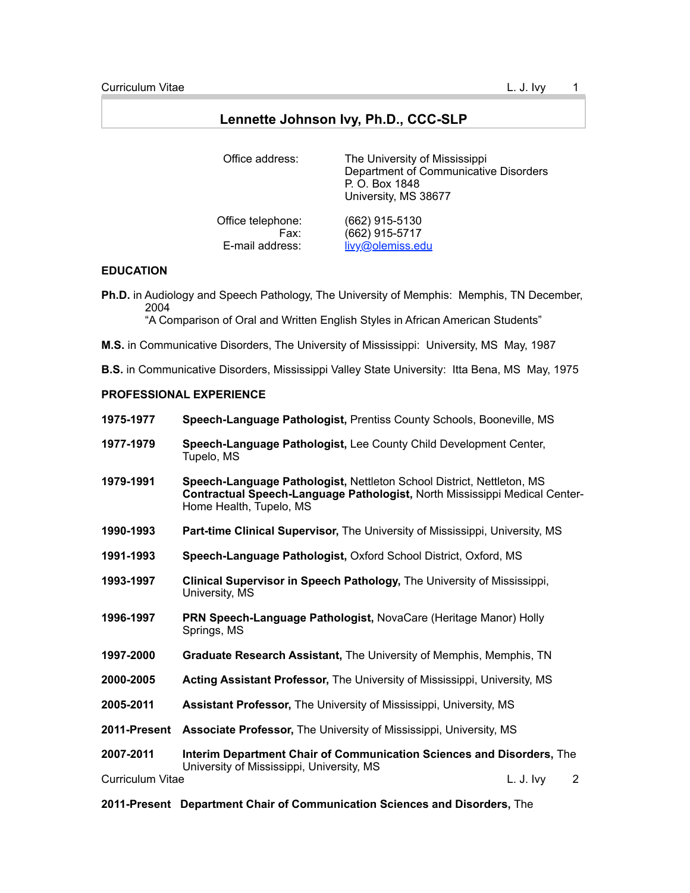# Lennette Johnson Ivy, Ph.D., CCC-SLP

| | |
|---|---|
| Office address: | The University of Mississippi<br>Department of Communicative Disorders<br>P. O. Box 1848<br>University, MS 38677 |
| Office telephone: | (662) 915-5130 |
| Fax: | (662) 915-5717 |
| E-mail address: | livy@olemiss.edu |

## EDUCATION

**Ph.D.** in Audiology and Speech Pathology, The University of Memphis: Memphis, TN December, 2004
"A Comparison of Oral and Written English Styles in African American Students"

**M.S.** in Communicative Disorders, The University of Mississippi: University, MS May, 1987

**B.S.** in Communicative Disorders, Mississippi Valley State University: Itta Bena, MS May, 1975

## PROFESSIONAL EXPERIENCE

**1975-1977** **Speech-Language Pathologist,** Prentiss County Schools, Booneville, MS

**1977-1979** **Speech-Language Pathologist,** Lee County Child Development Center, Tupelo, MS

**1979-1991** **Speech-Language Pathologist,** Nettleton School District, Nettleton, MS
**Contractual Speech-Language Pathologist,** North Mississippi Medical Center-Home Health, Tupelo, MS

**1990-1993** **Part-time Clinical Supervisor,** The University of Mississippi, University, MS

**1991-1993** **Speech-Language Pathologist,** Oxford School District, Oxford, MS

**1993-1997** **Clinical Supervisor in Speech Pathology,** The University of Mississippi, University, MS

**1996-1997** **PRN Speech-Language Pathologist,** NovaCare (Heritage Manor) Holly Springs, MS

**1997-2000** **Graduate Research Assistant,** The University of Memphis, Memphis, TN

**2000-2005** **Acting Assistant Professor,** The University of Mississippi, University, MS

**2005-2011** **Assistant Professor,** The University of Mississippi, University, MS

**2011-Present** **Associate Professor,** The University of Mississippi, University, MS

**2007-2011** **Interim Department Chair of Communication Sciences and Disorders,** The University of Mississippi, University, MS

**2011-Present** **Department Chair of Communication Sciences and Disorders,** The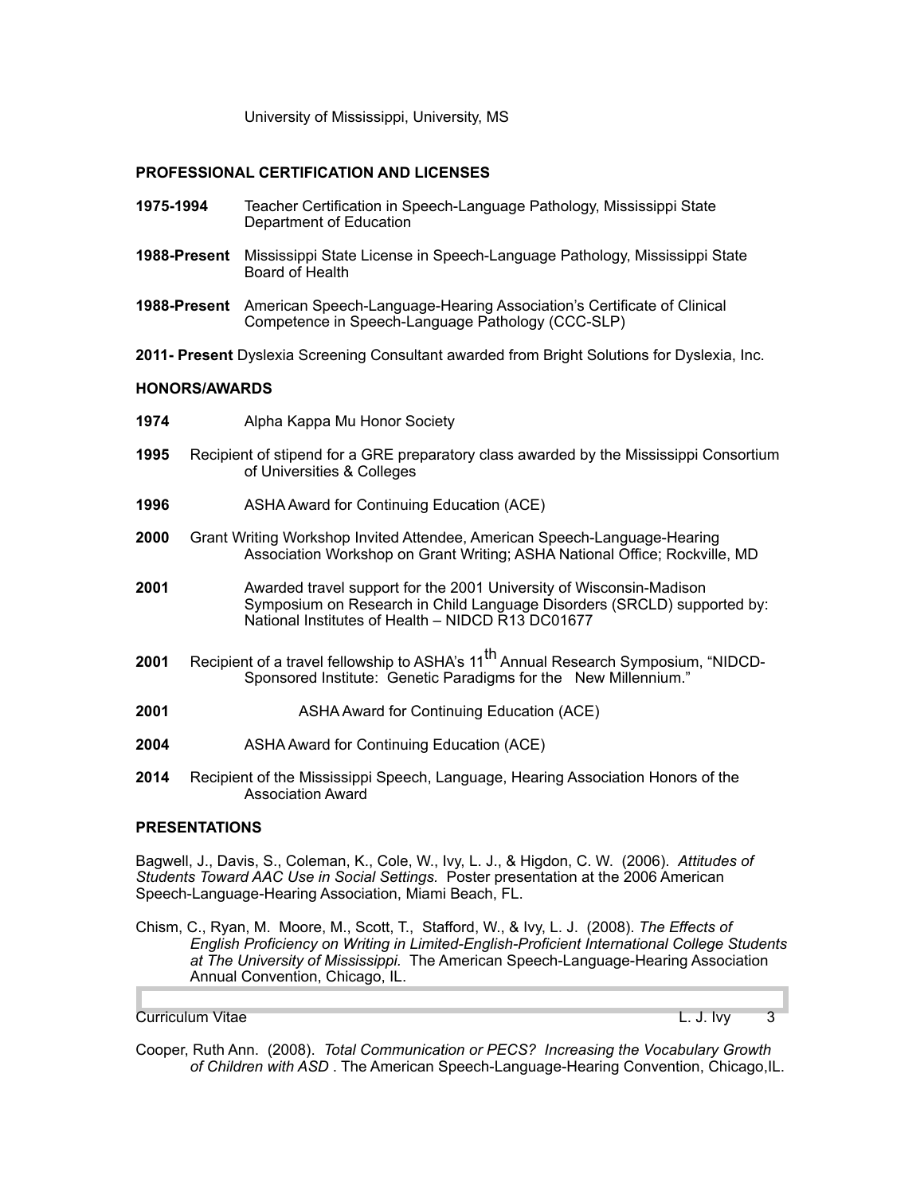University of Mississippi, University, MS

## PROFESSIONAL CERTIFICATION AND LICENSES

**1975-1994** Teacher Certification in Speech-Language Pathology, Mississippi State Department of Education

**1988-Present** Mississippi State License in Speech-Language Pathology, Mississippi State Board of Health

**1988-Present** American Speech-Language-Hearing Association's Certificate of Clinical Competence in Speech-Language Pathology (CCC-SLP)

**2011- Present** Dyslexia Screening Consultant awarded from Bright Solutions for Dyslexia, Inc.

## HONORS/AWARDS

**1974** Alpha Kappa Mu Honor Society

**1995** Recipient of stipend for a GRE preparatory class awarded by the Mississippi Consortium of Universities & Colleges

**1996** ASHA Award for Continuing Education (ACE)

**2000** Grant Writing Workshop Invited Attendee, American Speech-Language-Hearing Association Workshop on Grant Writing; ASHA National Office; Rockville, MD

**2001** Awarded travel support for the 2001 University of Wisconsin-Madison Symposium on Research in Child Language Disorders (SRCLD) supported by: National Institutes of Health – NIDCD R13 DC01677

**2001** Recipient of a travel fellowship to ASHA's 11th Annual Research Symposium, "NIDCD-Sponsored Institute: Genetic Paradigms for the New Millennium."

**2001** ASHA Award for Continuing Education (ACE)

**2004** ASHA Award for Continuing Education (ACE)

**2014** Recipient of the Mississippi Speech, Language, Hearing Association Honors of the Association Award

## PRESENTATIONS

Bagwell, J., Davis, S., Coleman, K., Cole, W., Ivy, L. J., & Higdon, C. W. (2006). *Attitudes of Students Toward AAC Use in Social Settings.* Poster presentation at the 2006 American Speech-Language-Hearing Association, Miami Beach, FL.

Chism, C., Ryan, M. Moore, M., Scott, T., Stafford, W., & Ivy, L. J. (2008). *The Effects of English Proficiency on Writing in Limited-English-Proficient International College Students at The University of Mississippi.* The American Speech-Language-Hearing Association Annual Convention, Chicago, IL.

Cooper, Ruth Ann. (2008). *Total Communication or PECS? Increasing the Vocabulary Growth of Children with ASD .* The American Speech-Language-Hearing Convention, Chicago,IL.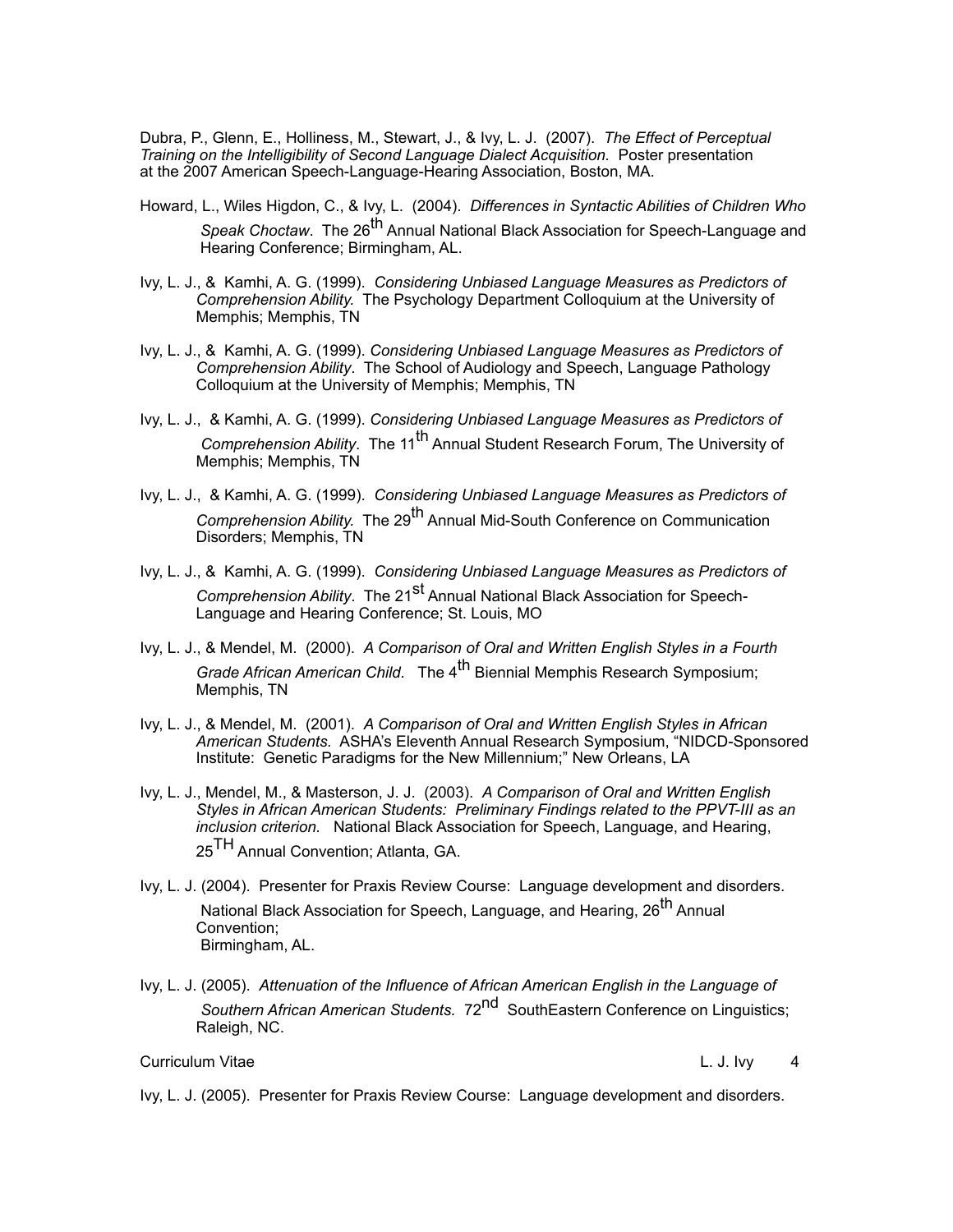Dubra, P., Glenn, E., Holliness, M., Stewart, J., & Ivy, L. J. (2007). *The Effect of Perceptual Training on the Intelligibility of Second Language Dialect Acquisition.* Poster presentation at the 2007 American Speech-Language-Hearing Association, Boston, MA.

Howard, L., Wiles Higdon, C., & Ivy, L. (2004). *Differences in Syntactic Abilities of Children Who Speak Choctaw*. The 26th Annual National Black Association for Speech-Language and Hearing Conference; Birmingham, AL.

Ivy, L. J., & Kamhi, A. G. (1999). *Considering Unbiased Language Measures as Predictors of Comprehension Ability.* The Psychology Department Colloquium at the University of Memphis; Memphis, TN

Ivy, L. J., & Kamhi, A. G. (1999). *Considering Unbiased Language Measures as Predictors of Comprehension Ability*. The School of Audiology and Speech, Language Pathology Colloquium at the University of Memphis; Memphis, TN

Ivy, L. J., & Kamhi, A. G. (1999). *Considering Unbiased Language Measures as Predictors of Comprehension Ability*. The 11th Annual Student Research Forum, The University of Memphis; Memphis, TN

Ivy, L. J., & Kamhi, A. G. (1999). *Considering Unbiased Language Measures as Predictors of Comprehension Ability.* The 29th Annual Mid-South Conference on Communication Disorders; Memphis, TN

Ivy, L. J., & Kamhi, A. G. (1999). *Considering Unbiased Language Measures as Predictors of Comprehension Ability*. The 21st Annual National Black Association for Speech-Language and Hearing Conference; St. Louis, MO

Ivy, L. J., & Mendel, M. (2000). *A Comparison of Oral and Written English Styles in a Fourth Grade African American Child.* The 4th Biennial Memphis Research Symposium; Memphis, TN

Ivy, L. J., & Mendel, M. (2001). *A Comparison of Oral and Written English Styles in African American Students.* ASHA's Eleventh Annual Research Symposium, "NIDCD-Sponsored Institute: Genetic Paradigms for the New Millennium;" New Orleans, LA

Ivy, L. J., Mendel, M., & Masterson, J. J. (2003). *A Comparison of Oral and Written English Styles in African American Students: Preliminary Findings related to the PPVT-III as an inclusion criterion.* National Black Association for Speech, Language, and Hearing, 25TH Annual Convention; Atlanta, GA.

Ivy, L. J. (2004). Presenter for Praxis Review Course: Language development and disorders. National Black Association for Speech, Language, and Hearing, 26th Annual Convention; Birmingham, AL.

Ivy, L. J. (2005). *Attenuation of the Influence of African American English in the Language of Southern African American Students.* 72nd SouthEastern Conference on Linguistics; Raleigh, NC.

Ivy, L. J. (2005). Presenter for Praxis Review Course: Language development and disorders.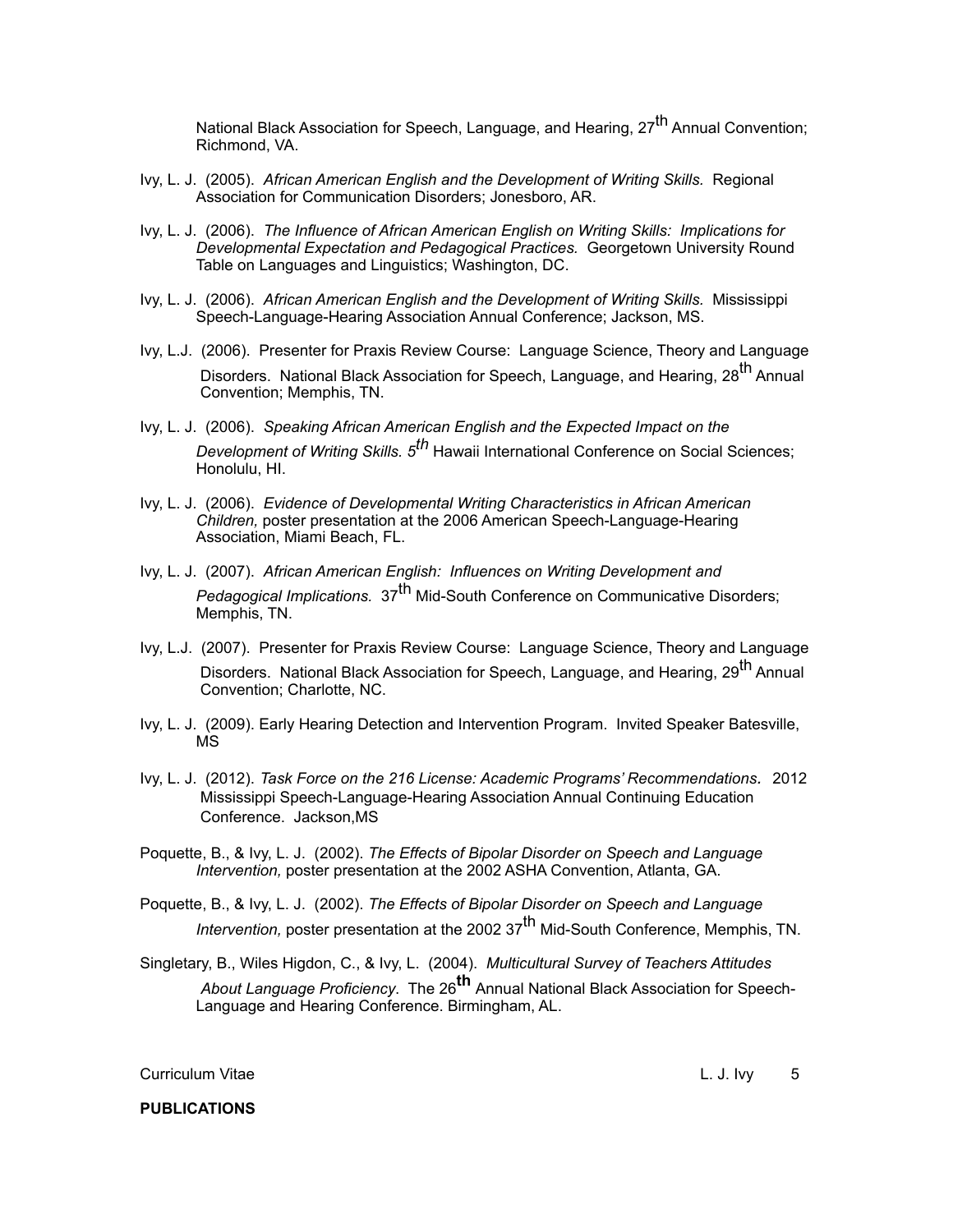National Black Association for Speech, Language, and Hearing, 27th Annual Convention; Richmond, VA.

Ivy, L. J. (2005). *African American English and the Development of Writing Skills.* Regional Association for Communication Disorders; Jonesboro, AR.

Ivy, L. J. (2006). *The Influence of African American English on Writing Skills: Implications for Developmental Expectation and Pedagogical Practices.* Georgetown University Round Table on Languages and Linguistics; Washington, DC.

Ivy, L. J. (2006). *African American English and the Development of Writing Skills.* Mississippi Speech-Language-Hearing Association Annual Conference; Jackson, MS.

Ivy, L.J. (2006). Presenter for Praxis Review Course: Language Science, Theory and Language Disorders. National Black Association for Speech, Language, and Hearing, 28th Annual Convention; Memphis, TN.

Ivy, L. J. (2006). *Speaking African American English and the Expected Impact on the Development of Writing Skills. 5th* Hawaii International Conference on Social Sciences; Honolulu, HI.

Ivy, L. J. (2006). *Evidence of Developmental Writing Characteristics in African American Children,* poster presentation at the 2006 American Speech-Language-Hearing Association, Miami Beach, FL.

Ivy, L. J. (2007). *African American English: Influences on Writing Development and Pedagogical Implications.* 37th Mid-South Conference on Communicative Disorders; Memphis, TN.

Ivy, L.J. (2007). Presenter for Praxis Review Course: Language Science, Theory and Language Disorders. National Black Association for Speech, Language, and Hearing, 29th Annual Convention; Charlotte, NC.

Ivy, L. J. (2009). Early Hearing Detection and Intervention Program. Invited Speaker Batesville, MS

Ivy, L. J. (2012). *Task Force on the 216 License: Academic Programs' Recommendations*. 2012 Mississippi Speech-Language-Hearing Association Annual Continuing Education Conference. Jackson,MS

Poquette, B., & Ivy, L. J. (2002). *The Effects of Bipolar Disorder on Speech and Language Intervention,* poster presentation at the 2002 ASHA Convention, Atlanta, GA.

Poquette, B., & Ivy, L. J. (2002). *The Effects of Bipolar Disorder on Speech and Language Intervention,* poster presentation at the 2002 37th Mid-South Conference, Memphis, TN.

Singletary, B., Wiles Higdon, C., & Ivy, L. (2004). *Multicultural Survey of Teachers Attitudes About Language Proficiency*. The 26th Annual National Black Association for Speech-Language and Hearing Conference. Birmingham, AL.

**PUBLICATIONS**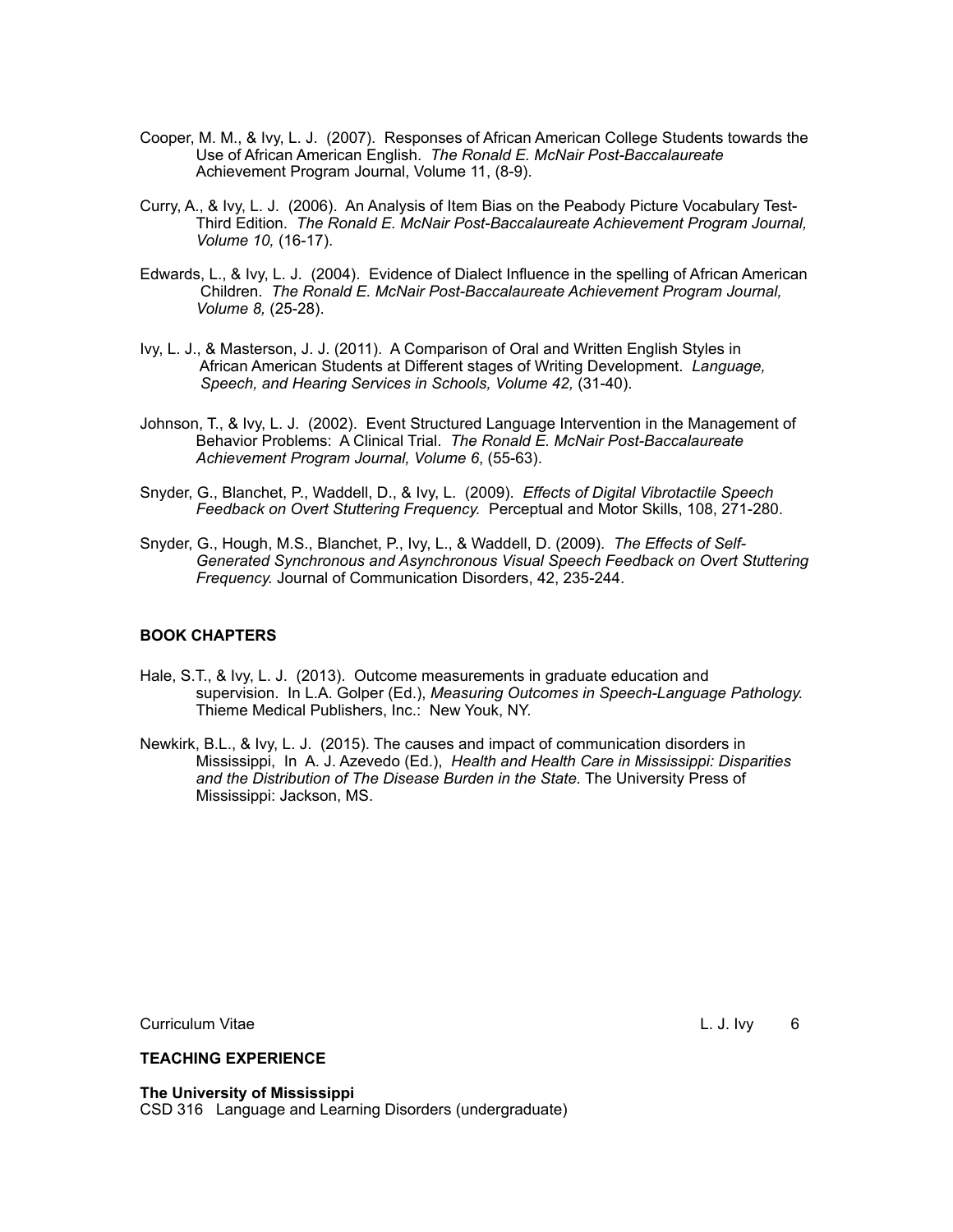Cooper, M. M., & Ivy, L. J. (2007). Responses of African American College Students towards the Use of African American English. *The Ronald E. McNair Post-Baccalaureate* Achievement Program Journal, Volume 11, (8-9).

Curry, A., & Ivy, L. J. (2006). An Analysis of Item Bias on the Peabody Picture Vocabulary Test-Third Edition. *The Ronald E. McNair Post-Baccalaureate Achievement Program Journal, Volume 10,* (16-17).

Edwards, L., & Ivy, L. J. (2004). Evidence of Dialect Influence in the spelling of African American Children. *The Ronald E. McNair Post-Baccalaureate Achievement Program Journal, Volume 8,* (25-28).

Ivy, L. J., & Masterson, J. J. (2011). A Comparison of Oral and Written English Styles in African American Students at Different stages of Writing Development. *Language, Speech, and Hearing Services in Schools, Volume 42,* (31-40).

Johnson, T., & Ivy, L. J. (2002). Event Structured Language Intervention in the Management of Behavior Problems: A Clinical Trial. *The Ronald E. McNair Post-Baccalaureate Achievement Program Journal, Volume 6*, (55-63).

Snyder, G., Blanchet, P., Waddell, D., & Ivy, L. (2009). *Effects of Digital Vibrotactile Speech Feedback on Overt Stuttering Frequency.* Perceptual and Motor Skills, 108, 271-280.

Snyder, G., Hough, M.S., Blanchet, P., Ivy, L., & Waddell, D. (2009). *The Effects of Self-Generated Synchronous and Asynchronous Visual Speech Feedback on Overt Stuttering Frequency.* Journal of Communication Disorders, 42, 235-244.

**BOOK CHAPTERS**

Hale, S.T., & Ivy, L. J. (2013). Outcome measurements in graduate education and supervision. In L.A. Golper (Ed.), *Measuring Outcomes in Speech-Language Pathology.* Thieme Medical Publishers, Inc.: New Youk, NY.

Newkirk, B.L., & Ivy, L. J. (2015). The causes and impact of communication disorders in Mississippi, In A. J. Azevedo (Ed.), *Health and Health Care in Mississippi: Disparities and the Distribution of The Disease Burden in the State.* The University Press of Mississippi: Jackson, MS.

**TEACHING EXPERIENCE**

**The University of Mississippi**
CSD 316 Language and Learning Disorders (undergraduate)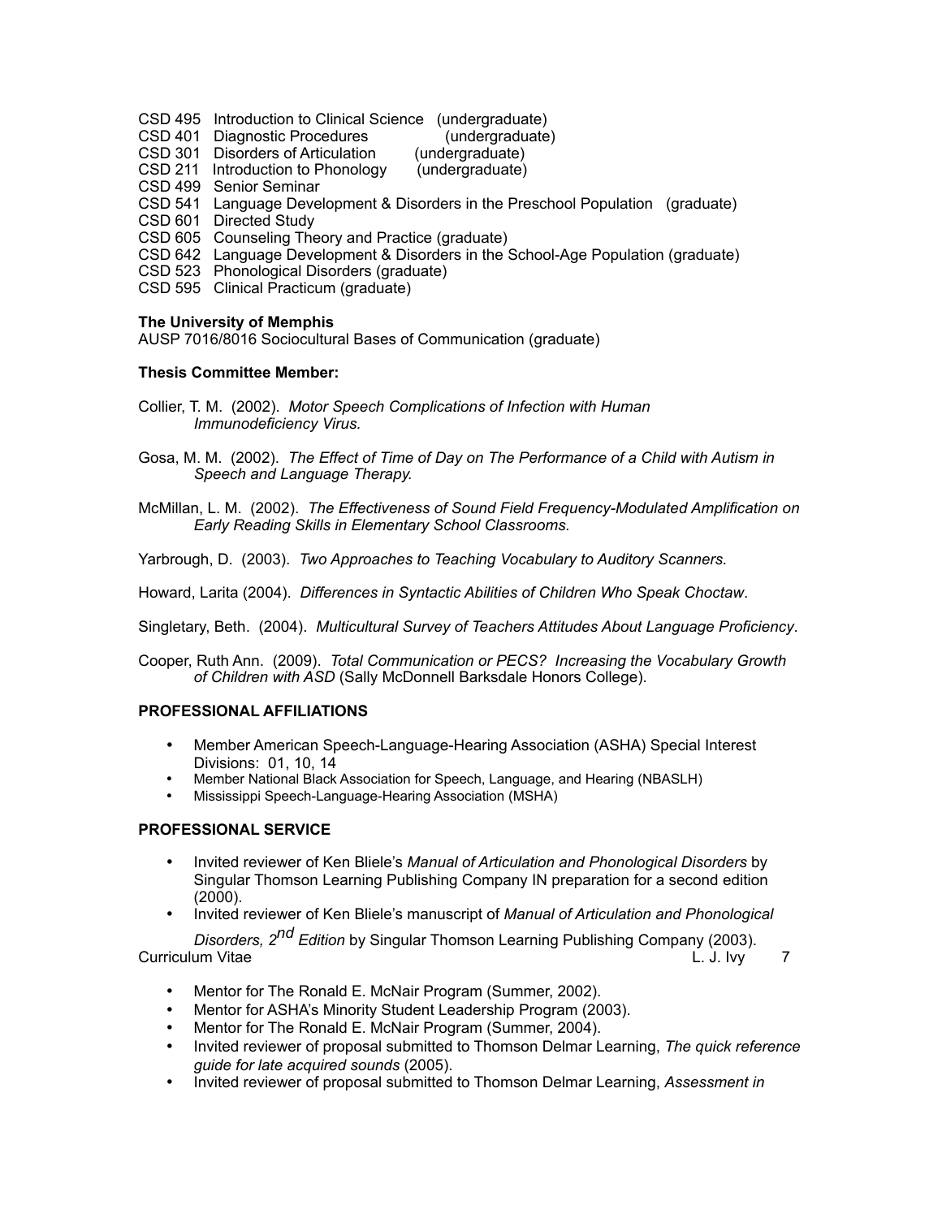CSD 495 Introduction to Clinical Science (undergraduate)
CSD 401 Diagnostic Procedures (undergraduate)
CSD 301 Disorders of Articulation (undergraduate)
CSD 211 Introduction to Phonology (undergraduate)
CSD 499 Senior Seminar
CSD 541 Language Development & Disorders in the Preschool Population (graduate)
CSD 601 Directed Study
CSD 605 Counseling Theory and Practice (graduate)
CSD 642 Language Development & Disorders in the School-Age Population (graduate)
CSD 523 Phonological Disorders (graduate)
CSD 595 Clinical Practicum (graduate)

**The University of Memphis**
AUSP 7016/8016 Sociocultural Bases of Communication (graduate)

**Thesis Committee Member:**

Collier, T. M. (2002). *Motor Speech Complications of Infection with Human Immunodeficiency Virus.*

Gosa, M. M. (2002). *The Effect of Time of Day on The Performance of a Child with Autism in Speech and Language Therapy.*

McMillan, L. M. (2002). *The Effectiveness of Sound Field Frequency-Modulated Amplification on Early Reading Skills in Elementary School Classrooms.*

Yarbrough, D. (2003). *Two Approaches to Teaching Vocabulary to Auditory Scanners.*

Howard, Larita (2004). *Differences in Syntactic Abilities of Children Who Speak Choctaw*.

Singletary, Beth. (2004). *Multicultural Survey of Teachers Attitudes About Language Proficiency*.

Cooper, Ruth Ann. (2009). *Total Communication or PECS? Increasing the Vocabulary Growth of Children with ASD* (Sally McDonnell Barksdale Honors College).

**PROFESSIONAL AFFILIATIONS**

- Member American Speech-Language-Hearing Association (ASHA) Special Interest Divisions: 01, 10, 14
- Member National Black Association for Speech, Language, and Hearing (NBASLH)
- Mississippi Speech-Language-Hearing Association (MSHA)

**PROFESSIONAL SERVICE**

- Invited reviewer of Ken Bliele's *Manual of Articulation and Phonological Disorders* by Singular Thomson Learning Publishing Company IN preparation for a second edition (2000).
- Invited reviewer of Ken Bliele's manuscript of *Manual of Articulation and Phonological Disorders, 2nd Edition* by Singular Thomson Learning Publishing Company (2003).
- Mentor for The Ronald E. McNair Program (Summer, 2002).
- Mentor for ASHA's Minority Student Leadership Program (2003).
- Mentor for The Ronald E. McNair Program (Summer, 2004).
- Invited reviewer of proposal submitted to Thomson Delmar Learning, *The quick reference guide for late acquired sounds* (2005).
- Invited reviewer of proposal submitted to Thomson Delmar Learning, *Assessment in*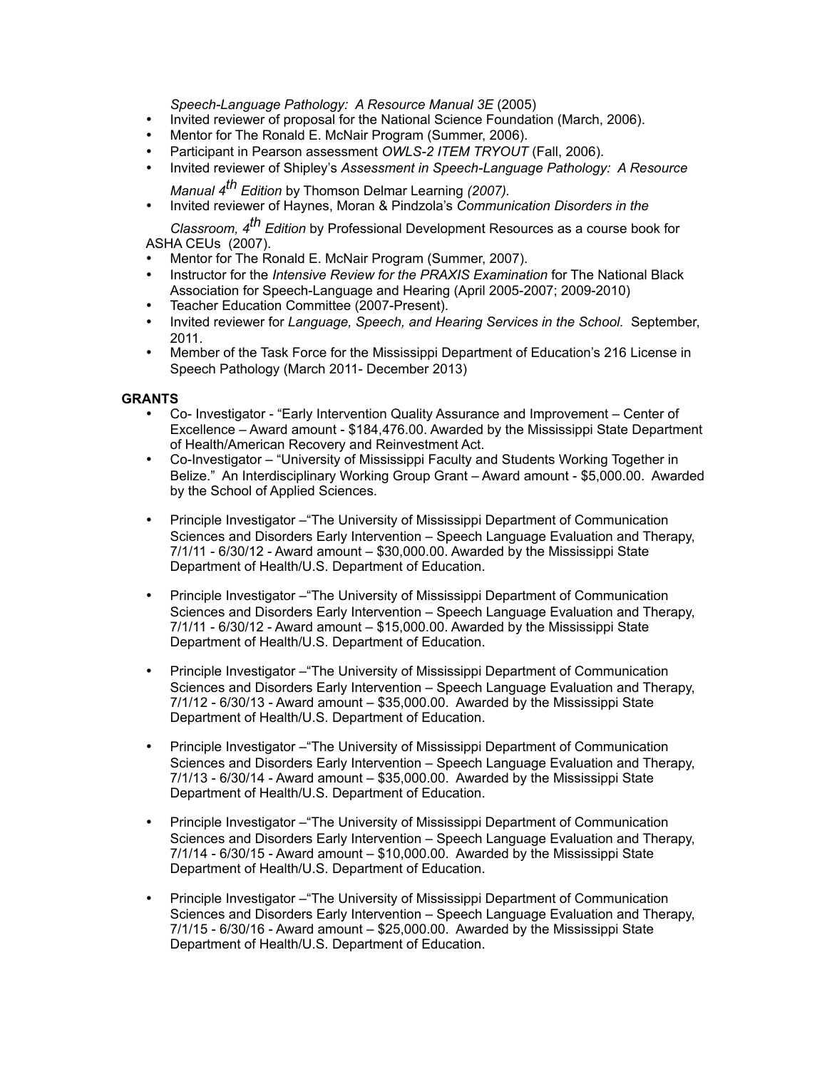*Speech-Language Pathology: A Resource Manual 3E* (2005)

- Invited reviewer of proposal for the National Science Foundation (March, 2006).
- Mentor for The Ronald E. McNair Program (Summer, 2006).
- Participant in Pearson assessment *OWLS-2 ITEM TRYOUT* (Fall, 2006).
- Invited reviewer of Shipley's *Assessment in Speech-Language Pathology: A Resource Manual 4th Edition* by Thomson Delmar Learning *(2007).*
- Invited reviewer of Haynes, Moran & Pindzola's *Communication Disorders in the Classroom, 4th Edition* by Professional Development Resources as a course book for ASHA CEUs (2007).
- Mentor for The Ronald E. McNair Program (Summer, 2007).
- Instructor for the *Intensive Review for the PRAXIS Examination* for The National Black Association for Speech-Language and Hearing (April 2005-2007; 2009-2010)
- Teacher Education Committee (2007-Present).
- Invited reviewer for *Language, Speech, and Hearing Services in the School.* September, 2011.
- Member of the Task Force for the Mississippi Department of Education's 216 License in Speech Pathology (March 2011- December 2013)

**GRANTS**

- Co- Investigator - "Early Intervention Quality Assurance and Improvement – Center of Excellence – Award amount - $184,476.00. Awarded by the Mississippi State Department of Health/American Recovery and Reinvestment Act.
- Co-Investigator – "University of Mississippi Faculty and Students Working Together in Belize." An Interdisciplinary Working Group Grant – Award amount - $5,000.00. Awarded by the School of Applied Sciences.
- Principle Investigator –"The University of Mississippi Department of Communication Sciences and Disorders Early Intervention – Speech Language Evaluation and Therapy, 7/1/11 - 6/30/12 - Award amount – $30,000.00. Awarded by the Mississippi State Department of Health/U.S. Department of Education.
- Principle Investigator –"The University of Mississippi Department of Communication Sciences and Disorders Early Intervention – Speech Language Evaluation and Therapy, 7/1/11 - 6/30/12 - Award amount – $15,000.00. Awarded by the Mississippi State Department of Health/U.S. Department of Education.
- Principle Investigator –"The University of Mississippi Department of Communication Sciences and Disorders Early Intervention – Speech Language Evaluation and Therapy, 7/1/12 - 6/30/13 - Award amount – $35,000.00. Awarded by the Mississippi State Department of Health/U.S. Department of Education.
- Principle Investigator –"The University of Mississippi Department of Communication Sciences and Disorders Early Intervention – Speech Language Evaluation and Therapy, 7/1/13 - 6/30/14 - Award amount – $35,000.00. Awarded by the Mississippi State Department of Health/U.S. Department of Education.
- Principle Investigator –"The University of Mississippi Department of Communication Sciences and Disorders Early Intervention – Speech Language Evaluation and Therapy, 7/1/14 - 6/30/15 - Award amount – $10,000.00. Awarded by the Mississippi State Department of Health/U.S. Department of Education.
- Principle Investigator –"The University of Mississippi Department of Communication Sciences and Disorders Early Intervention – Speech Language Evaluation and Therapy, 7/1/15 - 6/30/16 - Award amount – $25,000.00. Awarded by the Mississippi State Department of Health/U.S. Department of Education.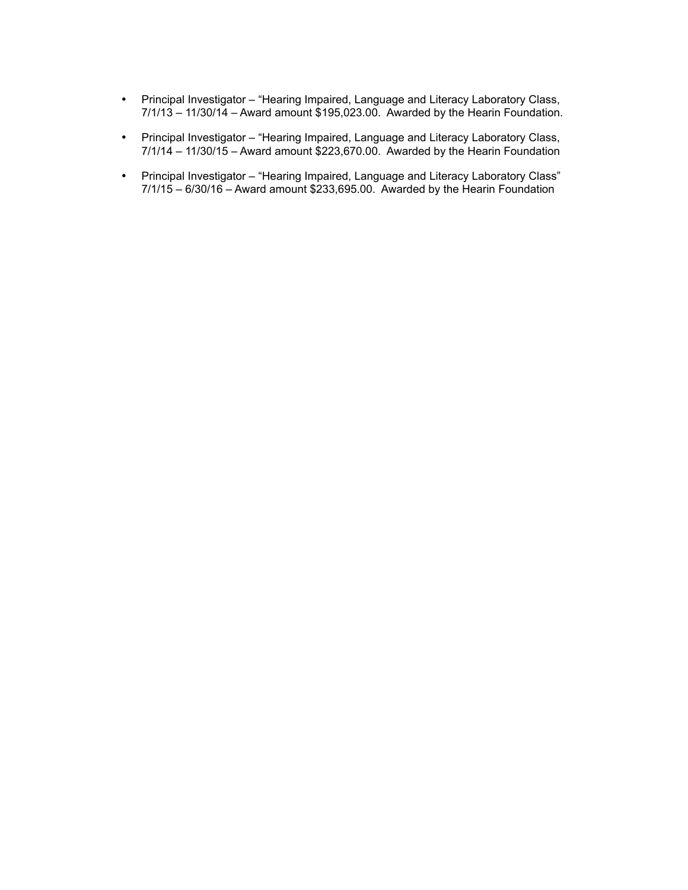- Principal Investigator – “Hearing Impaired, Language and Literacy Laboratory Class, 7/1/13 – 11/30/14 – Award amount $195,023.00. Awarded by the Hearin Foundation.
- Principal Investigator – “Hearing Impaired, Language and Literacy Laboratory Class, 7/1/14 – 11/30/15 – Award amount $223,670.00. Awarded by the Hearin Foundation
- Principal Investigator – “Hearing Impaired, Language and Literacy Laboratory Class” 7/1/15 – 6/30/16 – Award amount $233,695.00. Awarded by the Hearin Foundation